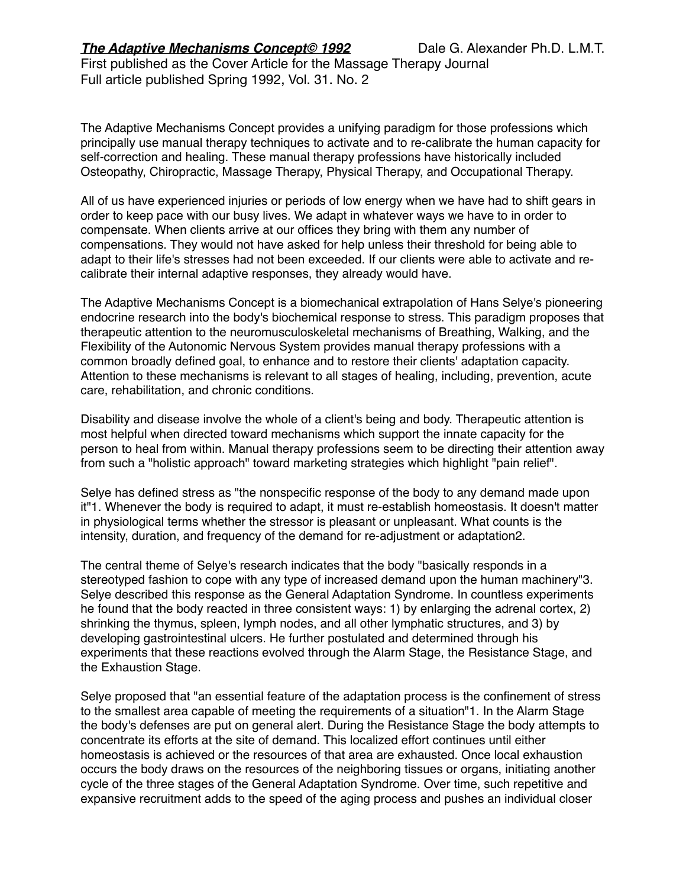***The Adaptive Mechanisms Concept© 1992*** Dale G. Alexander Ph.D. L.M.T.

First published as the Cover Article for the Massage Therapy Journal
Full article published Spring 1992, Vol. 31. No. 2

The Adaptive Mechanisms Concept provides a unifying paradigm for those professions which principally use manual therapy techniques to activate and to re-calibrate the human capacity for self-correction and healing. These manual therapy professions have historically included Osteopathy, Chiropractic, Massage Therapy, Physical Therapy, and Occupational Therapy.

All of us have experienced injuries or periods of low energy when we have had to shift gears in order to keep pace with our busy lives. We adapt in whatever ways we have to in order to compensate. When clients arrive at our offices they bring with them any number of compensations. They would not have asked for help unless their threshold for being able to adapt to their life's stresses had not been exceeded. If our clients were able to activate and re-calibrate their internal adaptive responses, they already would have.

The Adaptive Mechanisms Concept is a biomechanical extrapolation of Hans Selye's pioneering endocrine research into the body's biochemical response to stress. This paradigm proposes that therapeutic attention to the neuromusculoskeletal mechanisms of Breathing, Walking, and the Flexibility of the Autonomic Nervous System provides manual therapy professions with a common broadly defined goal, to enhance and to restore their clients' adaptation capacity. Attention to these mechanisms is relevant to all stages of healing, including, prevention, acute care, rehabilitation, and chronic conditions.

Disability and disease involve the whole of a client's being and body. Therapeutic attention is most helpful when directed toward mechanisms which support the innate capacity for the person to heal from within. Manual therapy professions seem to be directing their attention away from such a "holistic approach" toward marketing strategies which highlight "pain relief".

Selye has defined stress as "the nonspecific response of the body to any demand made upon it"[1]. Whenever the body is required to adapt, it must re-establish homeostasis. It doesn't matter in physiological terms whether the stressor is pleasant or unpleasant. What counts is the intensity, duration, and frequency of the demand for re-adjustment or adaptation[2].

The central theme of Selye's research indicates that the body "basically responds in a stereotyped fashion to cope with any type of increased demand upon the human machinery"[3]. Selye described this response as the General Adaptation Syndrome. In countless experiments he found that the body reacted in three consistent ways: 1) by enlarging the adrenal cortex, 2) shrinking the thymus, spleen, lymph nodes, and all other lymphatic structures, and 3) by developing gastrointestinal ulcers. He further postulated and determined through his experiments that these reactions evolved through the Alarm Stage, the Resistance Stage, and the Exhaustion Stage.

Selye proposed that "an essential feature of the adaptation process is the confinement of stress to the smallest area capable of meeting the requirements of a situation"[1]. In the Alarm Stage the body's defenses are put on general alert. During the Resistance Stage the body attempts to concentrate its efforts at the site of demand. This localized effort continues until either homeostasis is achieved or the resources of that area are exhausted. Once local exhaustion occurs the body draws on the resources of the neighboring tissues or organs, initiating another cycle of the three stages of the General Adaptation Syndrome. Over time, such repetitive and expansive recruitment adds to the speed of the aging process and pushes an individual closer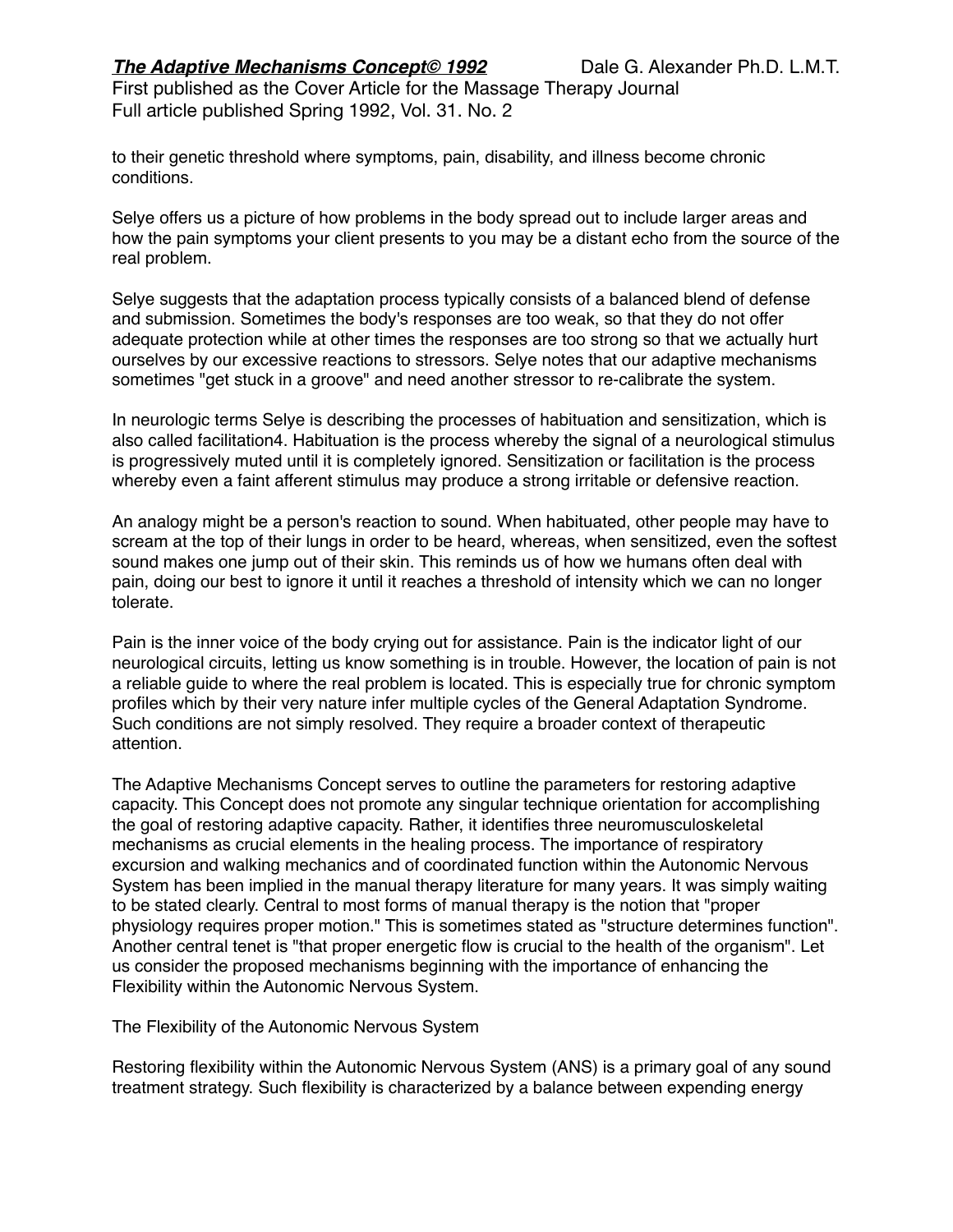to their genetic threshold where symptoms, pain, disability, and illness become chronic conditions.

Selye offers us a picture of how problems in the body spread out to include larger areas and how the pain symptoms your client presents to you may be a distant echo from the source of the real problem.

Selye suggests that the adaptation process typically consists of a balanced blend of defense and submission. Sometimes the body's responses are too weak, so that they do not offer adequate protection while at other times the responses are too strong so that we actually hurt ourselves by our excessive reactions to stressors. Selye notes that our adaptive mechanisms sometimes "get stuck in a groove" and need another stressor to re-calibrate the system.

In neurologic terms Selye is describing the processes of habituation and sensitization, which is also called facilitation4. Habituation is the process whereby the signal of a neurological stimulus is progressively muted until it is completely ignored. Sensitization or facilitation is the process whereby even a faint afferent stimulus may produce a strong irritable or defensive reaction.

An analogy might be a person's reaction to sound. When habituated, other people may have to scream at the top of their lungs in order to be heard, whereas, when sensitized, even the softest sound makes one jump out of their skin. This reminds us of how we humans often deal with pain, doing our best to ignore it until it reaches a threshold of intensity which we can no longer tolerate.

Pain is the inner voice of the body crying out for assistance. Pain is the indicator light of our neurological circuits, letting us know something is in trouble. However, the location of pain is not a reliable guide to where the real problem is located. This is especially true for chronic symptom profiles which by their very nature infer multiple cycles of the General Adaptation Syndrome. Such conditions are not simply resolved. They require a broader context of therapeutic attention.

The Adaptive Mechanisms Concept serves to outline the parameters for restoring adaptive capacity. This Concept does not promote any singular technique orientation for accomplishing the goal of restoring adaptive capacity. Rather, it identifies three neuromusculoskeletal mechanisms as crucial elements in the healing process. The importance of respiratory excursion and walking mechanics and of coordinated function within the Autonomic Nervous System has been implied in the manual therapy literature for many years. It was simply waiting to be stated clearly. Central to most forms of manual therapy is the notion that "proper physiology requires proper motion." This is sometimes stated as "structure determines function". Another central tenet is "that proper energetic flow is crucial to the health of the organism". Let us consider the proposed mechanisms beginning with the importance of enhancing the Flexibility within the Autonomic Nervous System.

## The Flexibility of the Autonomic Nervous System

Restoring flexibility within the Autonomic Nervous System (ANS) is a primary goal of any sound treatment strategy. Such flexibility is characterized by a balance between expending energy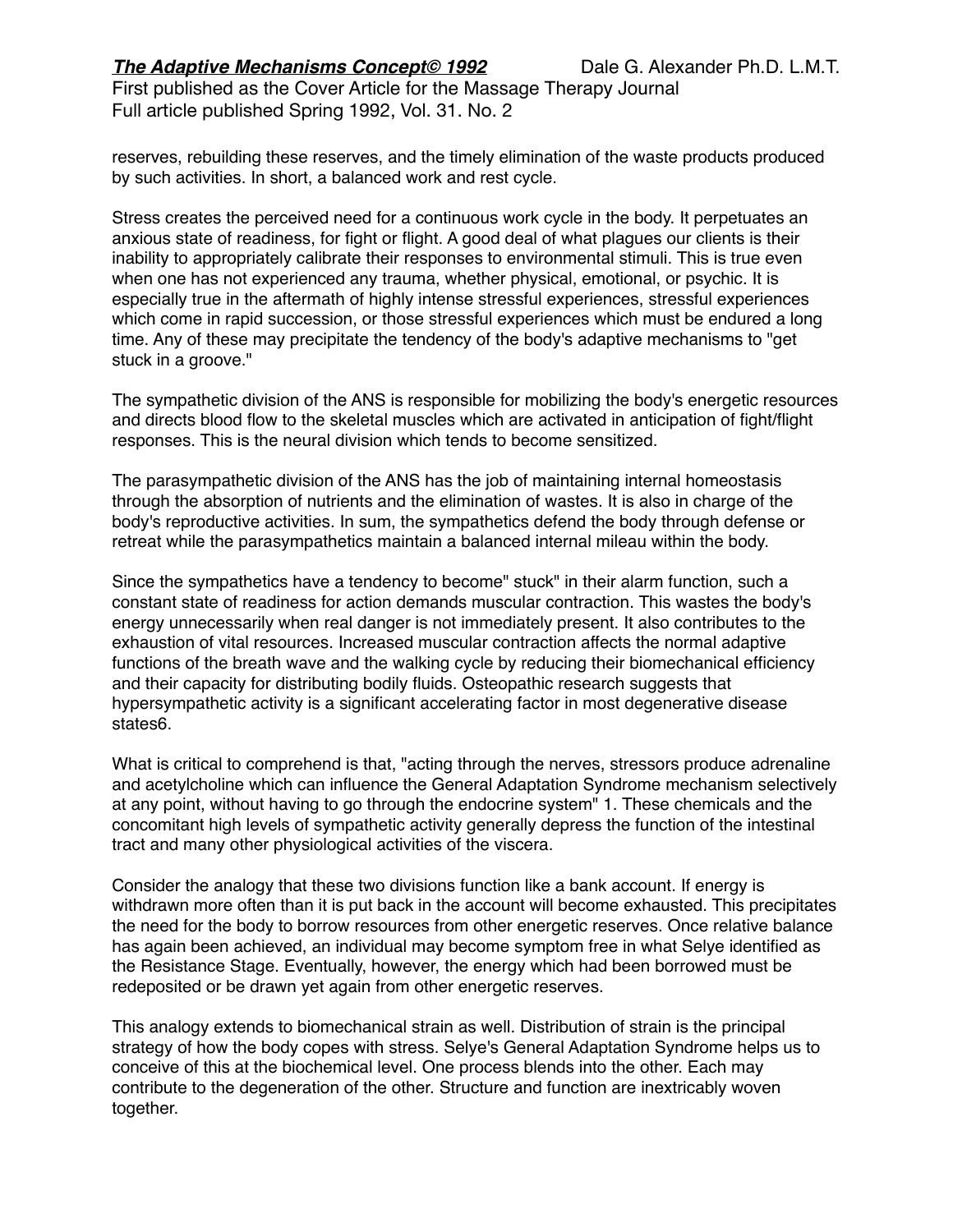reserves, rebuilding these reserves, and the timely elimination of the waste products produced by such activities. In short, a balanced work and rest cycle.

Stress creates the perceived need for a continuous work cycle in the body. It perpetuates an anxious state of readiness, for fight or flight. A good deal of what plagues our clients is their inability to appropriately calibrate their responses to environmental stimuli. This is true even when one has not experienced any trauma, whether physical, emotional, or psychic. It is especially true in the aftermath of highly intense stressful experiences, stressful experiences which come in rapid succession, or those stressful experiences which must be endured a long time. Any of these may precipitate the tendency of the body's adaptive mechanisms to "get stuck in a groove."

The sympathetic division of the ANS is responsible for mobilizing the body's energetic resources and directs blood flow to the skeletal muscles which are activated in anticipation of fight/flight responses. This is the neural division which tends to become sensitized.

The parasympathetic division of the ANS has the job of maintaining internal homeostasis through the absorption of nutrients and the elimination of wastes. It is also in charge of the body's reproductive activities. In sum, the sympathetics defend the body through defense or retreat while the parasympathetics maintain a balanced internal mileau within the body.

Since the sympathetics have a tendency to become" stuck" in their alarm function, such a constant state of readiness for action demands muscular contraction. This wastes the body's energy unnecessarily when real danger is not immediately present. It also contributes to the exhaustion of vital resources. Increased muscular contraction affects the normal adaptive functions of the breath wave and the walking cycle by reducing their biomechanical efficiency and their capacity for distributing bodily fluids. Osteopathic research suggests that hypersympathetic activity is a significant accelerating factor in most degenerative disease states[6].

What is critical to comprehend is that, "acting through the nerves, stressors produce adrenaline and acetylcholine which can influence the General Adaptation Syndrome mechanism selectively at any point, without having to go through the endocrine system" [1]. These chemicals and the concomitant high levels of sympathetic activity generally depress the function of the intestinal tract and many other physiological activities of the viscera.

Consider the analogy that these two divisions function like a bank account. If energy is withdrawn more often than it is put back in the account will become exhausted. This precipitates the need for the body to borrow resources from other energetic reserves. Once relative balance has again been achieved, an individual may become symptom free in what Selye identified as the Resistance Stage. Eventually, however, the energy which had been borrowed must be redeposited or be drawn yet again from other energetic reserves.

This analogy extends to biomechanical strain as well. Distribution of strain is the principal strategy of how the body copes with stress. Selye's General Adaptation Syndrome helps us to conceive of this at the biochemical level. One process blends into the other. Each may contribute to the degeneration of the other. Structure and function are inextricably woven together.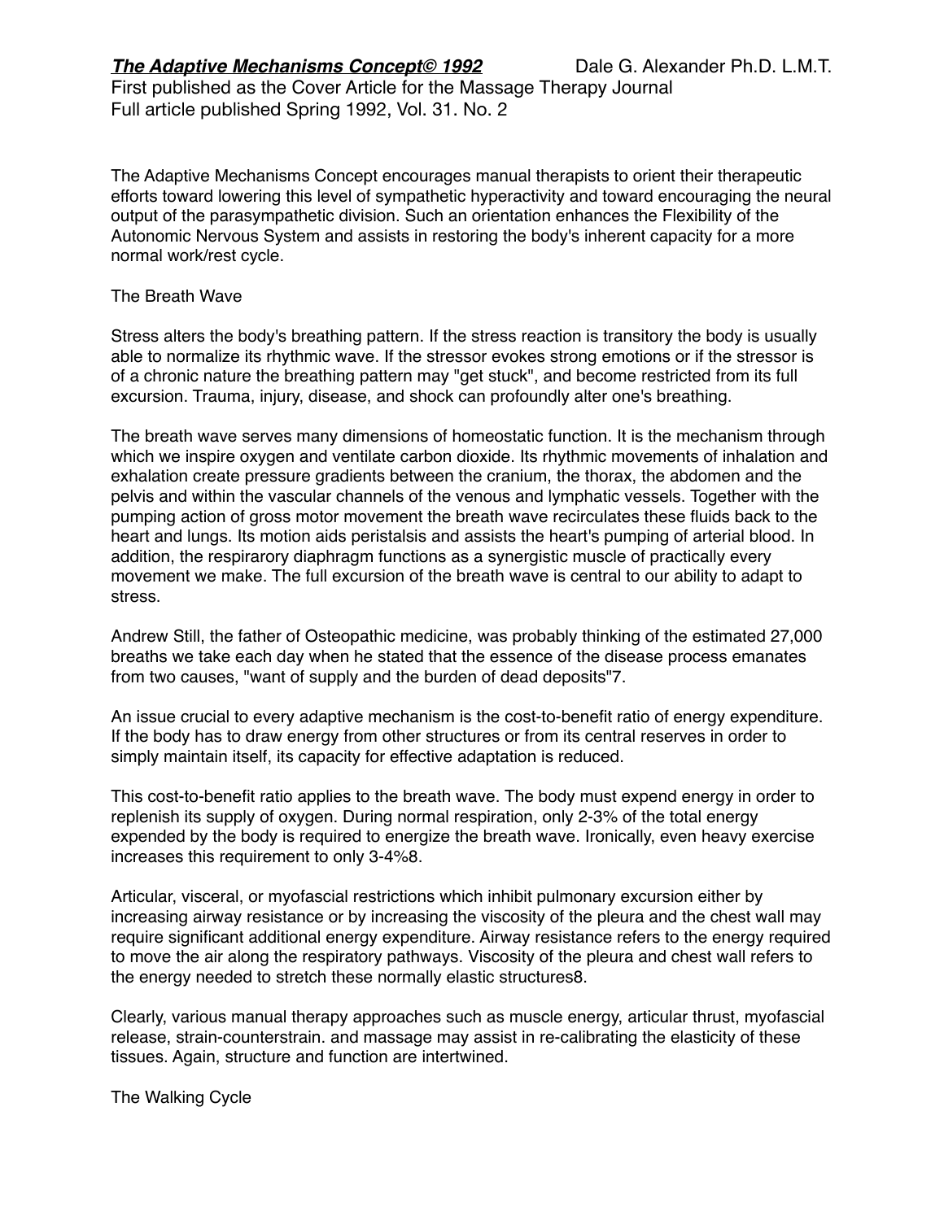The Adaptive Mechanisms Concept encourages manual therapists to orient their therapeutic efforts toward lowering this level of sympathetic hyperactivity and toward encouraging the neural output of the parasympathetic division. Such an orientation enhances the Flexibility of the Autonomic Nervous System and assists in restoring the body's inherent capacity for a more normal work/rest cycle.

## The Breath Wave

Stress alters the body's breathing pattern. If the stress reaction is transitory the body is usually able to normalize its rhythmic wave. If the stressor evokes strong emotions or if the stressor is of a chronic nature the breathing pattern may "get stuck", and become restricted from its full excursion. Trauma, injury, disease, and shock can profoundly alter one's breathing.

The breath wave serves many dimensions of homeostatic function. It is the mechanism through which we inspire oxygen and ventilate carbon dioxide. Its rhythmic movements of inhalation and exhalation create pressure gradients between the cranium, the thorax, the abdomen and the pelvis and within the vascular channels of the venous and lymphatic vessels. Together with the pumping action of gross motor movement the breath wave recirculates these fluids back to the heart and lungs. Its motion aids peristalsis and assists the heart's pumping of arterial blood. In addition, the respirarory diaphragm functions as a synergistic muscle of practically every movement we make. The full excursion of the breath wave is central to our ability to adapt to stress.

Andrew Still, the father of Osteopathic medicine, was probably thinking of the estimated 27,000 breaths we take each day when he stated that the essence of the disease process emanates from two causes, "want of supply and the burden of dead deposits"[7].

An issue crucial to every adaptive mechanism is the cost-to-benefit ratio of energy expenditure. If the body has to draw energy from other structures or from its central reserves in order to simply maintain itself, its capacity for effective adaptation is reduced.

This cost-to-benefit ratio applies to the breath wave. The body must expend energy in order to replenish its supply of oxygen. During normal respiration, only 2-3% of the total energy expended by the body is required to energize the breath wave. Ironically, even heavy exercise increases this requirement to only 3-4%[8].

Articular, visceral, or myofascial restrictions which inhibit pulmonary excursion either by increasing airway resistance or by increasing the viscosity of the pleura and the chest wall may require significant additional energy expenditure. Airway resistance refers to the energy required to move the air along the respiratory pathways. Viscosity of the pleura and chest wall refers to the energy needed to stretch these normally elastic structures[8].

Clearly, various manual therapy approaches such as muscle energy, articular thrust, myofascial release, strain-counterstrain. and massage may assist in re-calibrating the elasticity of these tissues. Again, structure and function are intertwined.

## The Walking Cycle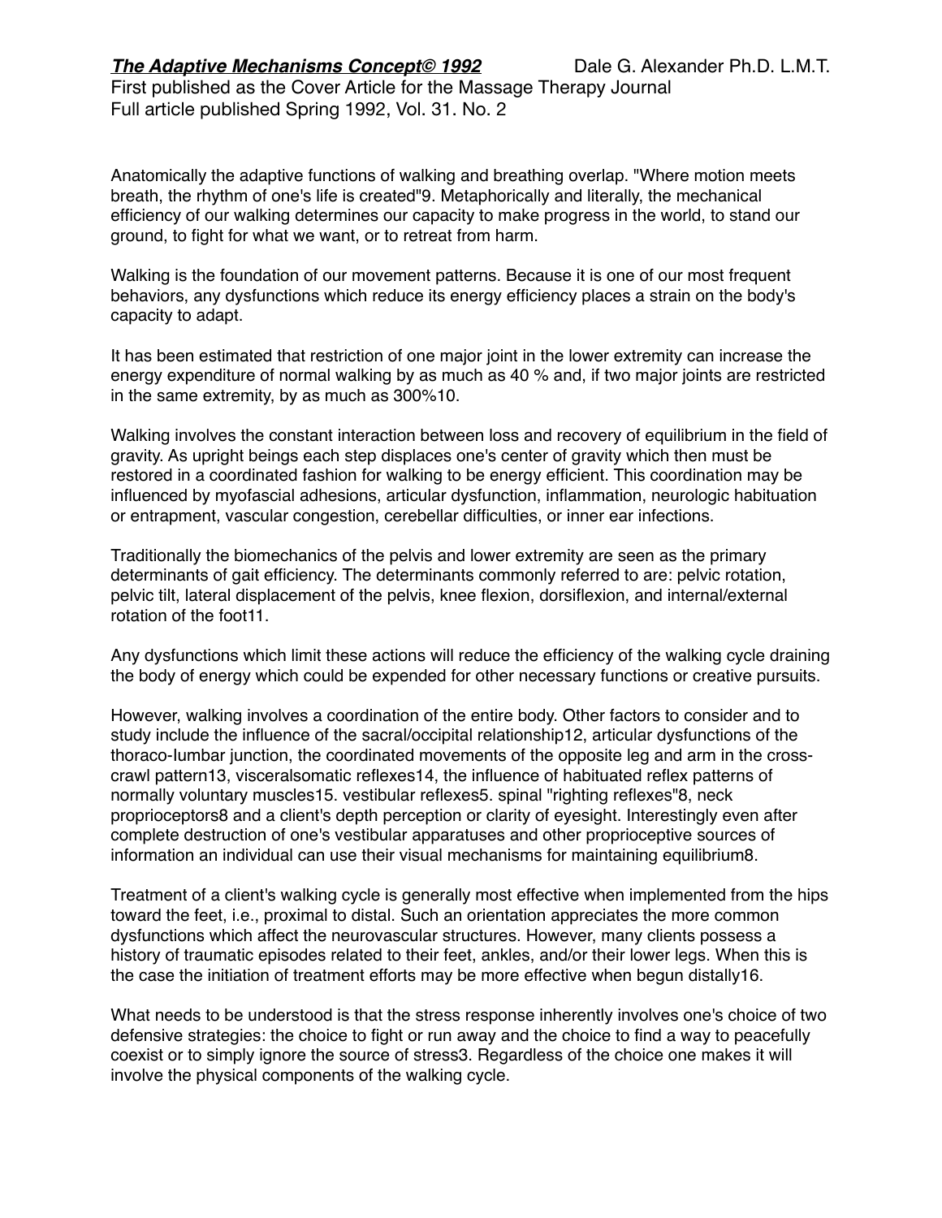Anatomically the adaptive functions of walking and breathing overlap. "Where motion meets breath, the rhythm of one's life is created"[9]. Metaphorically and literally, the mechanical efficiency of our walking determines our capacity to make progress in the world, to stand our ground, to fight for what we want, or to retreat from harm.

Walking is the foundation of our movement patterns. Because it is one of our most frequent behaviors, any dysfunctions which reduce its energy efficiency places a strain on the body's capacity to adapt.

It has been estimated that restriction of one major joint in the lower extremity can increase the energy expenditure of normal walking by as much as 40 % and, if two major joints are restricted in the same extremity, by as much as 300%[10].

Walking involves the constant interaction between loss and recovery of equilibrium in the field of gravity. As upright beings each step displaces one's center of gravity which then must be restored in a coordinated fashion for walking to be energy efficient. This coordination may be influenced by myofascial adhesions, articular dysfunction, inflammation, neurologic habituation or entrapment, vascular congestion, cerebellar difficulties, or inner ear infections.

Traditionally the biomechanics of the pelvis and lower extremity are seen as the primary determinants of gait efficiency. The determinants commonly referred to are: pelvic rotation, pelvic tilt, lateral displacement of the pelvis, knee flexion, dorsiflexion, and internal/external rotation of the foot[11].

Any dysfunctions which limit these actions will reduce the efficiency of the walking cycle draining the body of energy which could be expended for other necessary functions or creative pursuits.

However, walking involves a coordination of the entire body. Other factors to consider and to study include the influence of the sacral/occipital relationship[12], articular dysfunctions of the thoraco-lumbar junction, the coordinated movements of the opposite leg and arm in the cross-crawl pattern[13], visceralsomatic reflexes[14], the influence of habituated reflex patterns of normally voluntary muscles[15]. vestibular reflexes[5]. spinal "righting reflexes"[8], neck proprioceptors[8] and a client's depth perception or clarity of eyesight. Interestingly even after complete destruction of one's vestibular apparatuses and other proprioceptive sources of information an individual can use their visual mechanisms for maintaining equilibrium[8].

Treatment of a client's walking cycle is generally most effective when implemented from the hips toward the feet, i.e., proximal to distal. Such an orientation appreciates the more common dysfunctions which affect the neurovascular structures. However, many clients possess a history of traumatic episodes related to their feet, ankles, and/or their lower legs. When this is the case the initiation of treatment efforts may be more effective when begun distally[16].

What needs to be understood is that the stress response inherently involves one's choice of two defensive strategies: the choice to fight or run away and the choice to find a way to peacefully coexist or to simply ignore the source of stress[3]. Regardless of the choice one makes it will involve the physical components of the walking cycle.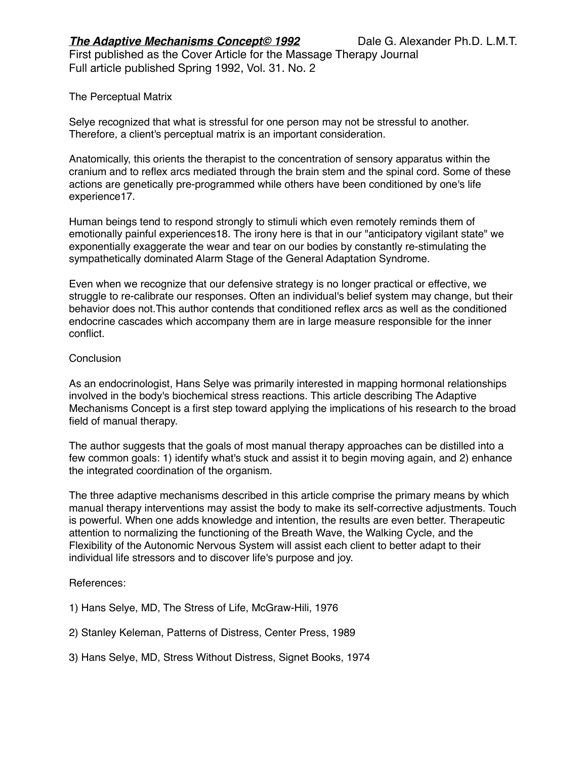The Perceptual Matrix

Selye recognized that what is stressful for one person may not be stressful to another. Therefore, a client's perceptual matrix is an important consideration.

Anatomically, this orients the therapist to the concentration of sensory apparatus within the cranium and to reflex arcs mediated through the brain stem and the spinal cord. Some of these actions are genetically pre-programmed while others have been conditioned by one's life experience[17].

Human beings tend to respond strongly to stimuli which even remotely reminds them of emotionally painful experiences[18]. The irony here is that in our "anticipatory vigilant state" we exponentially exaggerate the wear and tear on our bodies by constantly re-stimulating the sympathetically dominated Alarm Stage of the General Adaptation Syndrome.

Even when we recognize that our defensive strategy is no longer practical or effective, we struggle to re-calibrate our responses. Often an individual's belief system may change, but their behavior does not.This author contends that conditioned reflex arcs as well as the conditioned endocrine cascades which accompany them are in large measure responsible for the inner conflict.

Conclusion

As an endocrinologist, Hans Selye was primarily interested in mapping hormonal relationships involved in the body's biochemical stress reactions. This article describing The Adaptive Mechanisms Concept is a first step toward applying the implications of his research to the broad field of manual therapy.

The author suggests that the goals of most manual therapy approaches can be distilled into a few common goals: 1) identify what's stuck and assist it to begin moving again, and 2) enhance the integrated coordination of the organism.

The three adaptive mechanisms described in this article comprise the primary means by which manual therapy interventions may assist the body to make its self-corrective adjustments. Touch is powerful. When one adds knowledge and intention, the results are even better. Therapeutic attention to normalizing the functioning of the Breath Wave, the Walking Cycle, and the Flexibility of the Autonomic Nervous System will assist each client to better adapt to their individual life stressors and to discover life's purpose and joy.

References:

1) Hans Selye, MD, The Stress of Life, McGraw-Hili, 1976

2) Stanley Keleman, Patterns of Distress, Center Press, 1989

3) Hans Selye, MD, Stress Without Distress, Signet Books, 1974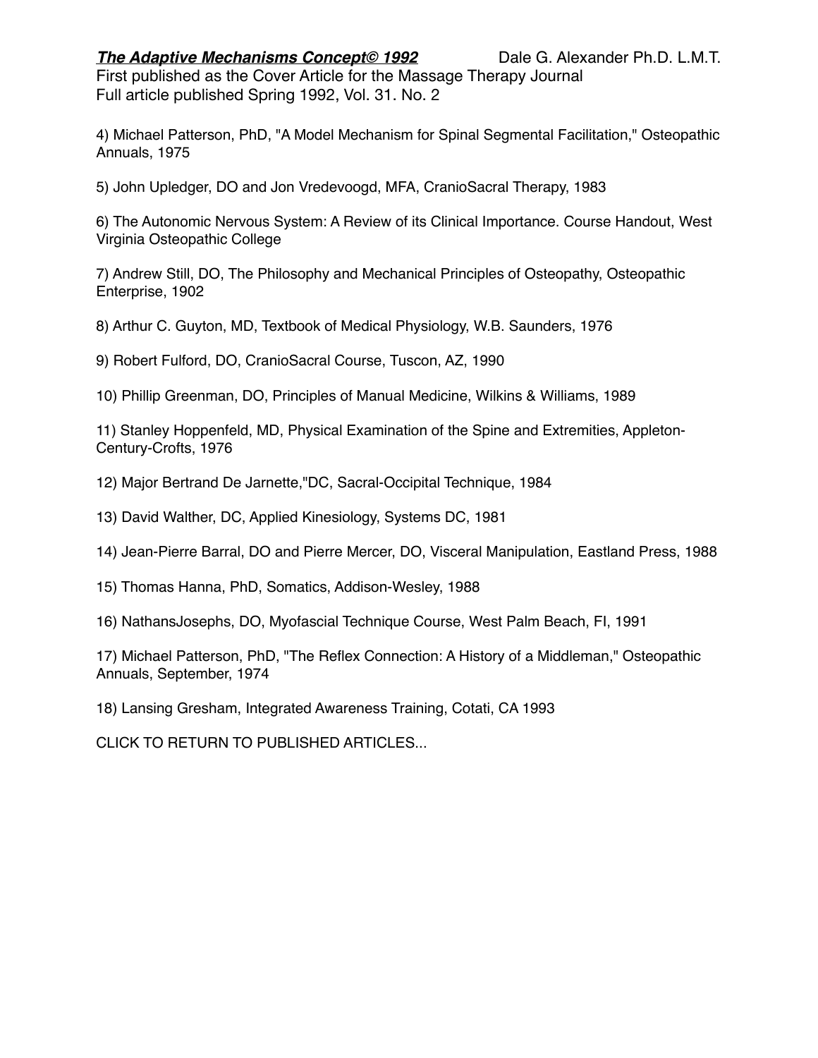4) Michael Patterson, PhD, "A Model Mechanism for Spinal Segmental Facilitation," Osteopathic Annuals, 1975

5) John Upledger, DO and Jon Vredevoogd, MFA, CranioSacral Therapy, 1983

6) The Autonomic Nervous System: A Review of its Clinical Importance. Course Handout, West Virginia Osteopathic College

7) Andrew Still, DO, The Philosophy and Mechanical Principles of Osteopathy, Osteopathic Enterprise, 1902

8) Arthur C. Guyton, MD, Textbook of Medical Physiology, W.B. Saunders, 1976

9) Robert Fulford, DO, CranioSacral Course, Tuscon, AZ, 1990

10) Phillip Greenman, DO, Principles of Manual Medicine, Wilkins & Williams, 1989

11) Stanley Hoppenfeld, MD, Physical Examination of the Spine and Extremities, Appleton-Century-Crofts, 1976

12) Major Bertrand De Jarnette,"DC, Sacral-Occipital Technique, 1984

13) David Walther, DC, Applied Kinesiology, Systems DC, 1981

14) Jean-Pierre Barral, DO and Pierre Mercer, DO, Visceral Manipulation, Eastland Press, 1988

15) Thomas Hanna, PhD, Somatics, Addison-Wesley, 1988

16) NathansJosephs, DO, Myofascial Technique Course, West Palm Beach, Fl, 1991

17) Michael Patterson, PhD, "The Reflex Connection: A History of a Middleman," Osteopathic Annuals, September, 1974

18) Lansing Gresham, Integrated Awareness Training, Cotati, CA 1993

CLICK TO RETURN TO PUBLISHED ARTICLES...